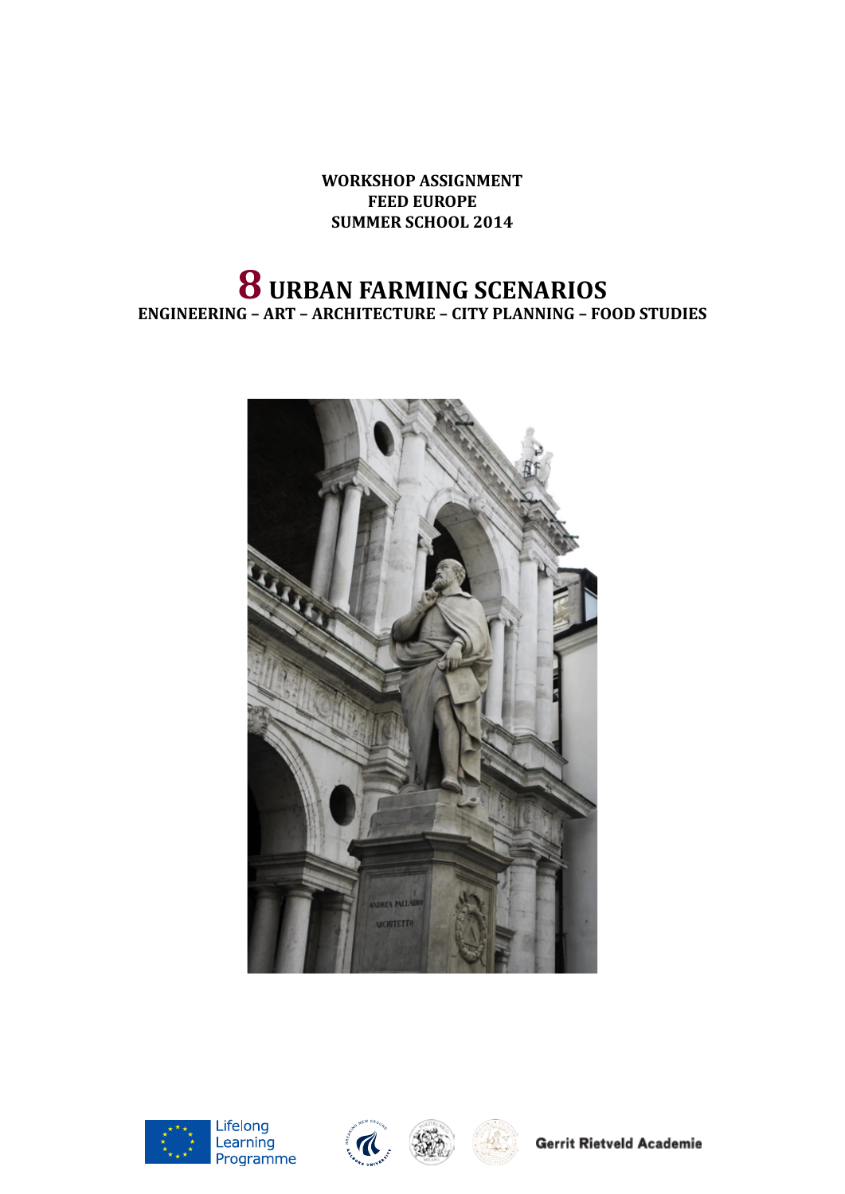**WORKSHOP ASSIGNMENT**
**FEED EUROPE**
**SUMMER SCHOOL 2014**

# 8 URBAN FARMING SCENARIOS

**ENGINEERING – ART – ARCHITECTURE – CITY PLANNING – FOOD STUDIES**

Lifelong Learning Programme

Gerrit Rietveld Academie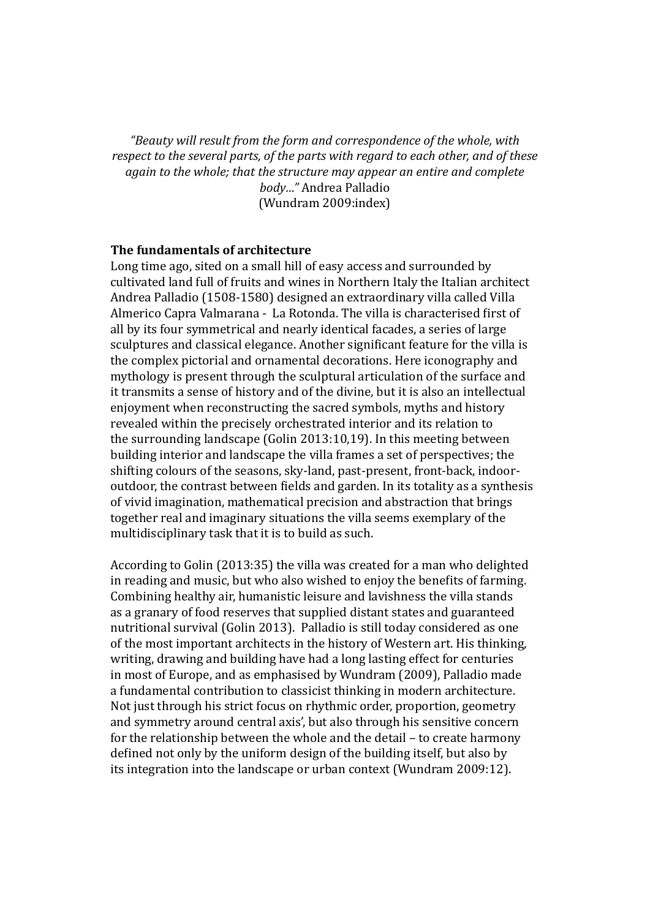*"Beauty will result from the form and correspondence of the whole, with respect to the several parts, of the parts with regard to each other, and of these again to the whole; that the structure may appear an entire and complete body…"* Andrea Palladio
(Wundram 2009:index)

**The fundamentals of architecture**

Long time ago, sited on a small hill of easy access and surrounded by cultivated land full of fruits and wines in Northern Italy the Italian architect Andrea Palladio (1508-1580) designed an extraordinary villa called Villa Almerico Capra Valmarana - La Rotonda. The villa is characterised first of all by its four symmetrical and nearly identical facades, a series of large sculptures and classical elegance. Another significant feature for the villa is the complex pictorial and ornamental decorations. Here iconography and mythology is present through the sculptural articulation of the surface and it transmits a sense of history and of the divine, but it is also an intellectual enjoyment when reconstructing the sacred symbols, myths and history revealed within the precisely orchestrated interior and its relation to the surrounding landscape (Golin 2013:10,19). In this meeting between building interior and landscape the villa frames a set of perspectives; the shifting colours of the seasons, sky-land, past-present, front-back, indoor-outdoor, the contrast between fields and garden. In its totality as a synthesis of vivid imagination, mathematical precision and abstraction that brings together real and imaginary situations the villa seems exemplary of the multidisciplinary task that it is to build as such.

According to Golin (2013:35) the villa was created for a man who delighted in reading and music, but who also wished to enjoy the benefits of farming. Combining healthy air, humanistic leisure and lavishness the villa stands as a granary of food reserves that supplied distant states and guaranteed nutritional survival (Golin 2013). Palladio is still today considered as one of the most important architects in the history of Western art. His thinking, writing, drawing and building have had a long lasting effect for centuries in most of Europe, and as emphasised by Wundram (2009), Palladio made a fundamental contribution to classicist thinking in modern architecture. Not just through his strict focus on rhythmic order, proportion, geometry and symmetry around central axis', but also through his sensitive concern for the relationship between the whole and the detail – to create harmony defined not only by the uniform design of the building itself, but also by its integration into the landscape or urban context (Wundram 2009:12).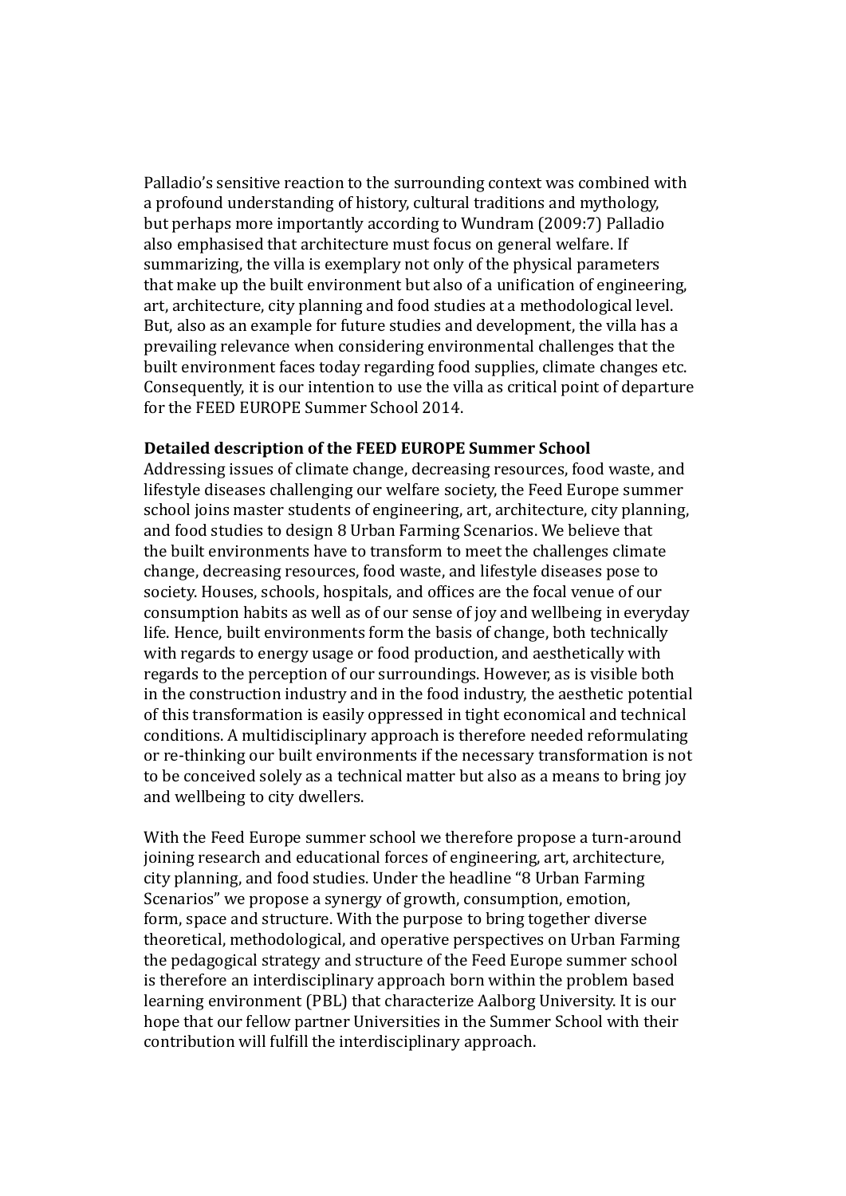Palladio's sensitive reaction to the surrounding context was combined with a profound understanding of history, cultural traditions and mythology, but perhaps more importantly according to Wundram (2009:7) Palladio also emphasised that architecture must focus on general welfare. If summarizing, the villa is exemplary not only of the physical parameters that make up the built environment but also of a unification of engineering, art, architecture, city planning and food studies at a methodological level. But, also as an example for future studies and development, the villa has a prevailing relevance when considering environmental challenges that the built environment faces today regarding food supplies, climate changes etc. Consequently, it is our intention to use the villa as critical point of departure for the FEED EUROPE Summer School 2014.

**Detailed description of the FEED EUROPE Summer School**

Addressing issues of climate change, decreasing resources, food waste, and lifestyle diseases challenging our welfare society, the Feed Europe summer school joins master students of engineering, art, architecture, city planning, and food studies to design 8 Urban Farming Scenarios. We believe that the built environments have to transform to meet the challenges climate change, decreasing resources, food waste, and lifestyle diseases pose to society. Houses, schools, hospitals, and offices are the focal venue of our consumption habits as well as of our sense of joy and wellbeing in everyday life. Hence, built environments form the basis of change, both technically with regards to energy usage or food production, and aesthetically with regards to the perception of our surroundings. However, as is visible both in the construction industry and in the food industry, the aesthetic potential of this transformation is easily oppressed in tight economical and technical conditions. A multidisciplinary approach is therefore needed reformulating or re-thinking our built environments if the necessary transformation is not to be conceived solely as a technical matter but also as a means to bring joy and wellbeing to city dwellers.

With the Feed Europe summer school we therefore propose a turn-around joining research and educational forces of engineering, art, architecture, city planning, and food studies. Under the headline "8 Urban Farming Scenarios" we propose a synergy of growth, consumption, emotion, form, space and structure. With the purpose to bring together diverse theoretical, methodological, and operative perspectives on Urban Farming the pedagogical strategy and structure of the Feed Europe summer school is therefore an interdisciplinary approach born within the problem based learning environment (PBL) that characterize Aalborg University. It is our hope that our fellow partner Universities in the Summer School with their contribution will fulfill the interdisciplinary approach.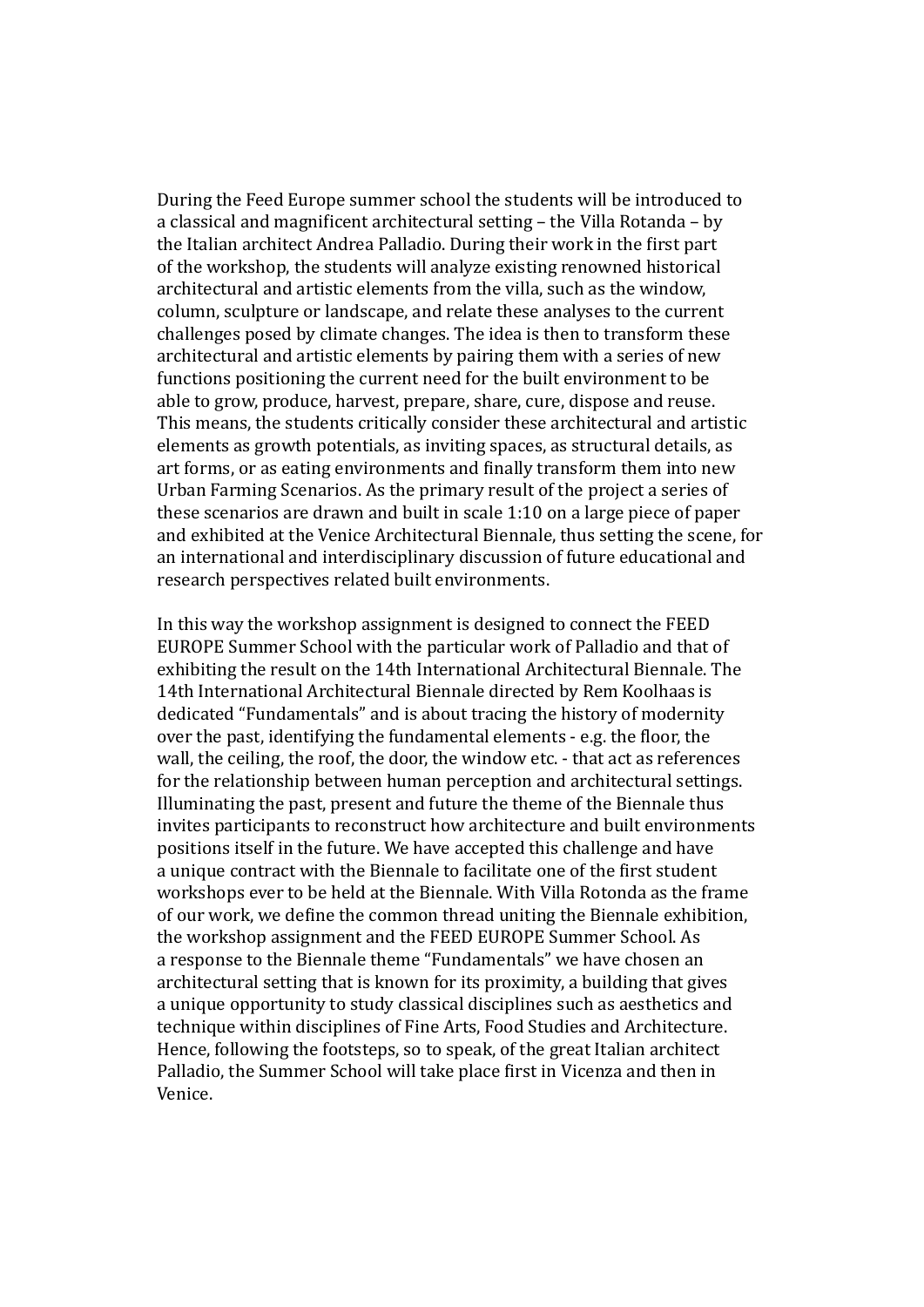During the Feed Europe summer school the students will be introduced to a classical and magnificent architectural setting – the Villa Rotanda – by the Italian architect Andrea Palladio. During their work in the first part of the workshop, the students will analyze existing renowned historical architectural and artistic elements from the villa, such as the window, column, sculpture or landscape, and relate these analyses to the current challenges posed by climate changes. The idea is then to transform these architectural and artistic elements by pairing them with a series of new functions positioning the current need for the built environment to be able to grow, produce, harvest, prepare, share, cure, dispose and reuse. This means, the students critically consider these architectural and artistic elements as growth potentials, as inviting spaces, as structural details, as art forms, or as eating environments and finally transform them into new Urban Farming Scenarios. As the primary result of the project a series of these scenarios are drawn and built in scale 1:10 on a large piece of paper and exhibited at the Venice Architectural Biennale, thus setting the scene, for an international and interdisciplinary discussion of future educational and research perspectives related built environments.

In this way the workshop assignment is designed to connect the FEED EUROPE Summer School with the particular work of Palladio and that of exhibiting the result on the 14th International Architectural Biennale. The 14th International Architectural Biennale directed by Rem Koolhaas is dedicated "Fundamentals" and is about tracing the history of modernity over the past, identifying the fundamental elements - e.g. the floor, the wall, the ceiling, the roof, the door, the window etc. - that act as references for the relationship between human perception and architectural settings. Illuminating the past, present and future the theme of the Biennale thus invites participants to reconstruct how architecture and built environments positions itself in the future. We have accepted this challenge and have a unique contract with the Biennale to facilitate one of the first student workshops ever to be held at the Biennale. With Villa Rotonda as the frame of our work, we define the common thread uniting the Biennale exhibition, the workshop assignment and the FEED EUROPE Summer School. As a response to the Biennale theme "Fundamentals" we have chosen an architectural setting that is known for its proximity, a building that gives a unique opportunity to study classical disciplines such as aesthetics and technique within disciplines of Fine Arts, Food Studies and Architecture. Hence, following the footsteps, so to speak, of the great Italian architect Palladio, the Summer School will take place first in Vicenza and then in Venice.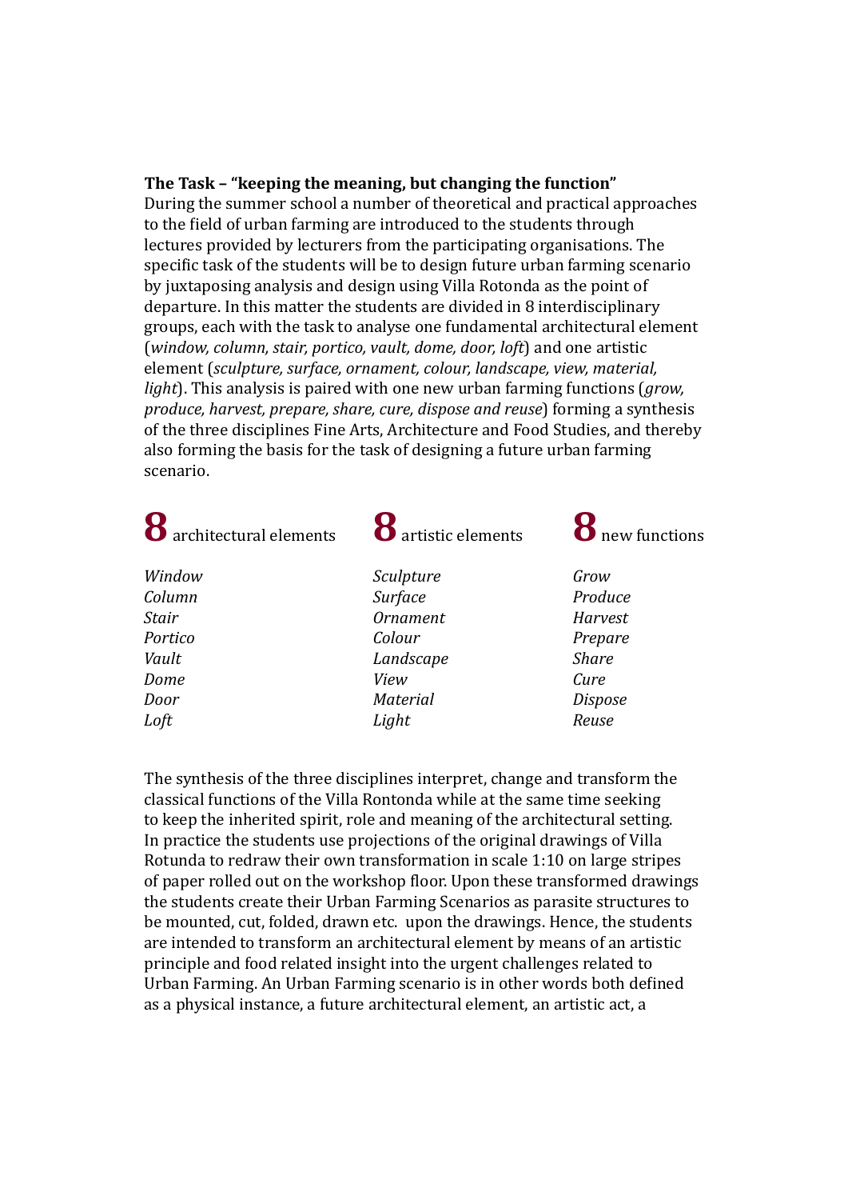**The Task – "keeping the meaning, but changing the function"**
During the summer school a number of theoretical and practical approaches to the field of urban farming are introduced to the students through lectures provided by lecturers from the participating organisations. The specific task of the students will be to design future urban farming scenario by juxtaposing analysis and design using Villa Rotonda as the point of departure. In this matter the students are divided in 8 interdisciplinary groups, each with the task to analyse one fundamental architectural element (*window, column, stair, portico, vault, dome, door, loft*) and one artistic element (*sculpture, surface, ornament, colour, landscape, view, material, light*). This analysis is paired with one new urban farming functions (*grow, produce, harvest, prepare, share, cure, dispose and reuse*) forming a synthesis of the three disciplines Fine Arts, Architecture and Food Studies, and thereby also forming the basis for the task of designing a future urban farming scenario.

| **8** architectural elements | **8** artistic elements | **8** new functions |
|---|---|---|
| *Window* | *Sculpture* | *Grow* |
| *Column* | *Surface* | *Produce* |
| *Stair* | *Ornament* | *Harvest* |
| *Portico* | *Colour* | *Prepare* |
| *Vault* | *Landscape* | *Share* |
| *Dome* | *View* | *Cure* |
| *Door* | *Material* | *Dispose* |
| *Loft* | *Light* | *Reuse* |

The synthesis of the three disciplines interpret, change and transform the classical functions of the Villa Rontonda while at the same time seeking to keep the inherited spirit, role and meaning of the architectural setting. In practice the students use projections of the original drawings of Villa Rotunda to redraw their own transformation in scale 1:10 on large stripes of paper rolled out on the workshop floor. Upon these transformed drawings the students create their Urban Farming Scenarios as parasite structures to be mounted, cut, folded, drawn etc. upon the drawings. Hence, the students are intended to transform an architectural element by means of an artistic principle and food related insight into the urgent challenges related to Urban Farming. An Urban Farming scenario is in other words both defined as a physical instance, a future architectural element, an artistic act, a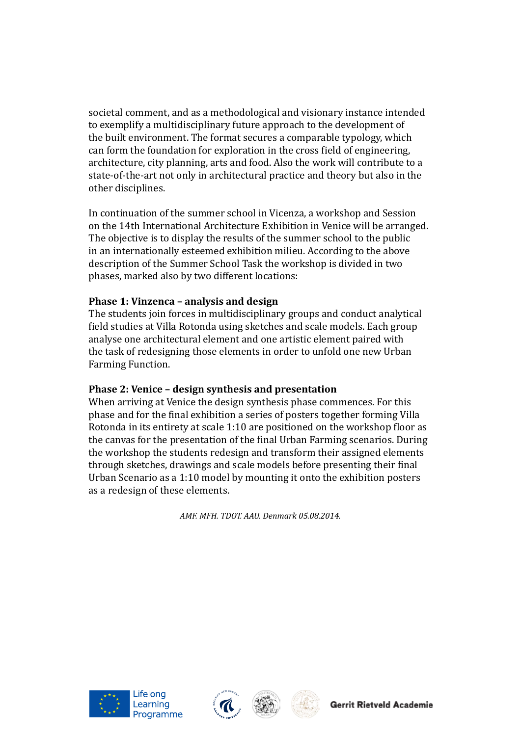societal comment, and as a methodological and visionary instance intended to exemplify a multidisciplinary future approach to the development of the built environment. The format secures a comparable typology, which can form the foundation for exploration in the cross field of engineering, architecture, city planning, arts and food. Also the work will contribute to a state-of-the-art not only in architectural practice and theory but also in the other disciplines.

In continuation of the summer school in Vicenza, a workshop and Session on the 14th International Architecture Exhibition in Venice will be arranged. The objective is to display the results of the summer school to the public in an internationally esteemed exhibition milieu. According to the above description of the Summer School Task the workshop is divided in two phases, marked also by two different locations:

**Phase 1: Vinzenca – analysis and design**
The students join forces in multidisciplinary groups and conduct analytical field studies at Villa Rotonda using sketches and scale models. Each group analyse one architectural element and one artistic element paired with the task of redesigning those elements in order to unfold one new Urban Farming Function.

**Phase 2: Venice – design synthesis and presentation**
When arriving at Venice the design synthesis phase commences. For this phase and for the final exhibition a series of posters together forming Villa Rotonda in its entirety at scale 1:10 are positioned on the workshop floor as the canvas for the presentation of the final Urban Farming scenarios. During the workshop the students redesign and transform their assigned elements through sketches, drawings and scale models before presenting their final Urban Scenario as a 1:10 model by mounting it onto the exhibition posters as a redesign of these elements.

*AMF. MFH. TDOT. AAU. Denmark 05.08.2014.*

Lifelong Learning Programme

Gerrit Rietveld Academie